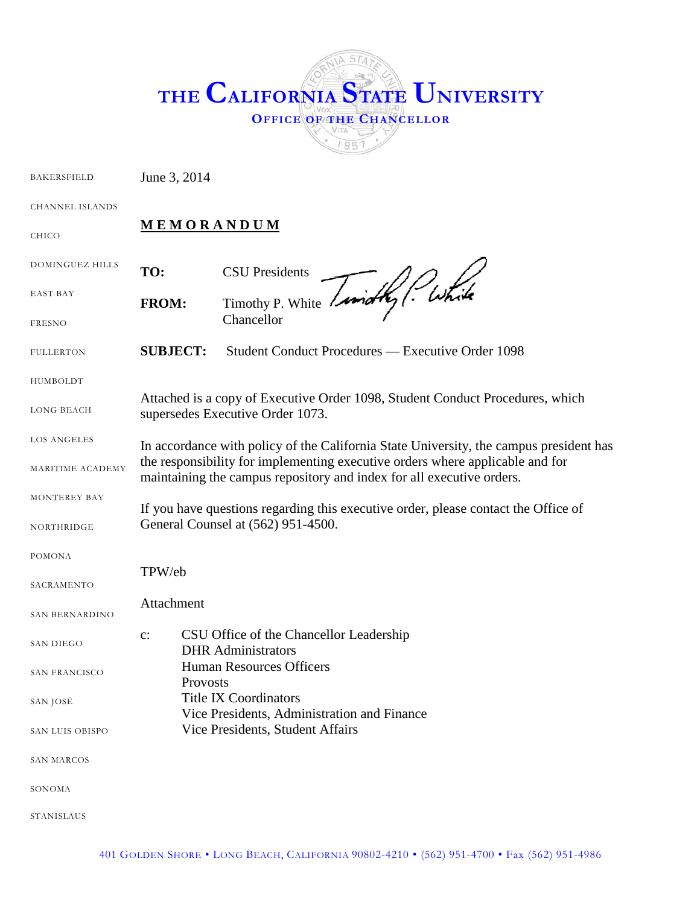# THE CALIFORNIA STATE UNIVERSITY

## OFFICE OF THE CHANCELLOR

BAKERSFIELD
CHANNEL ISLANDS
CHICO
DOMINGUEZ HILLS
EAST BAY
FRESNO
FULLERTON
HUMBOLDT
LONG BEACH
LOS ANGELES
MARITIME ACADEMY
MONTEREY BAY
NORTHRIDGE
POMONA
SACRAMENTO
SAN BERNARDINO
SAN DIEGO
SAN FRANCISCO
SAN JOSÉ
SAN LUIS OBISPO
SAN MARCOS
SONOMA
STANISLAUS

June 3, 2014

**MEMORANDUM**

**TO:** CSU Presidents

**FROM:** Timothy P. White
Chancellor

**SUBJECT:** Student Conduct Procedures — Executive Order 1098

Attached is a copy of Executive Order 1098, Student Conduct Procedures, which supersedes Executive Order 1073.

In accordance with policy of the California State University, the campus president has the responsibility for implementing executive orders where applicable and for maintaining the campus repository and index for all executive orders.

If you have questions regarding this executive order, please contact the Office of General Counsel at (562) 951-4500.

TPW/eb

Attachment

c: CSU Office of the Chancellor Leadership
DHR Administrators
Human Resources Officers
Provosts
Title IX Coordinators
Vice Presidents, Administration and Finance
Vice Presidents, Student Affairs

401 GOLDEN SHORE • LONG BEACH, CALIFORNIA 90802-4210 • (562) 951-4700 • Fax (562) 951-4986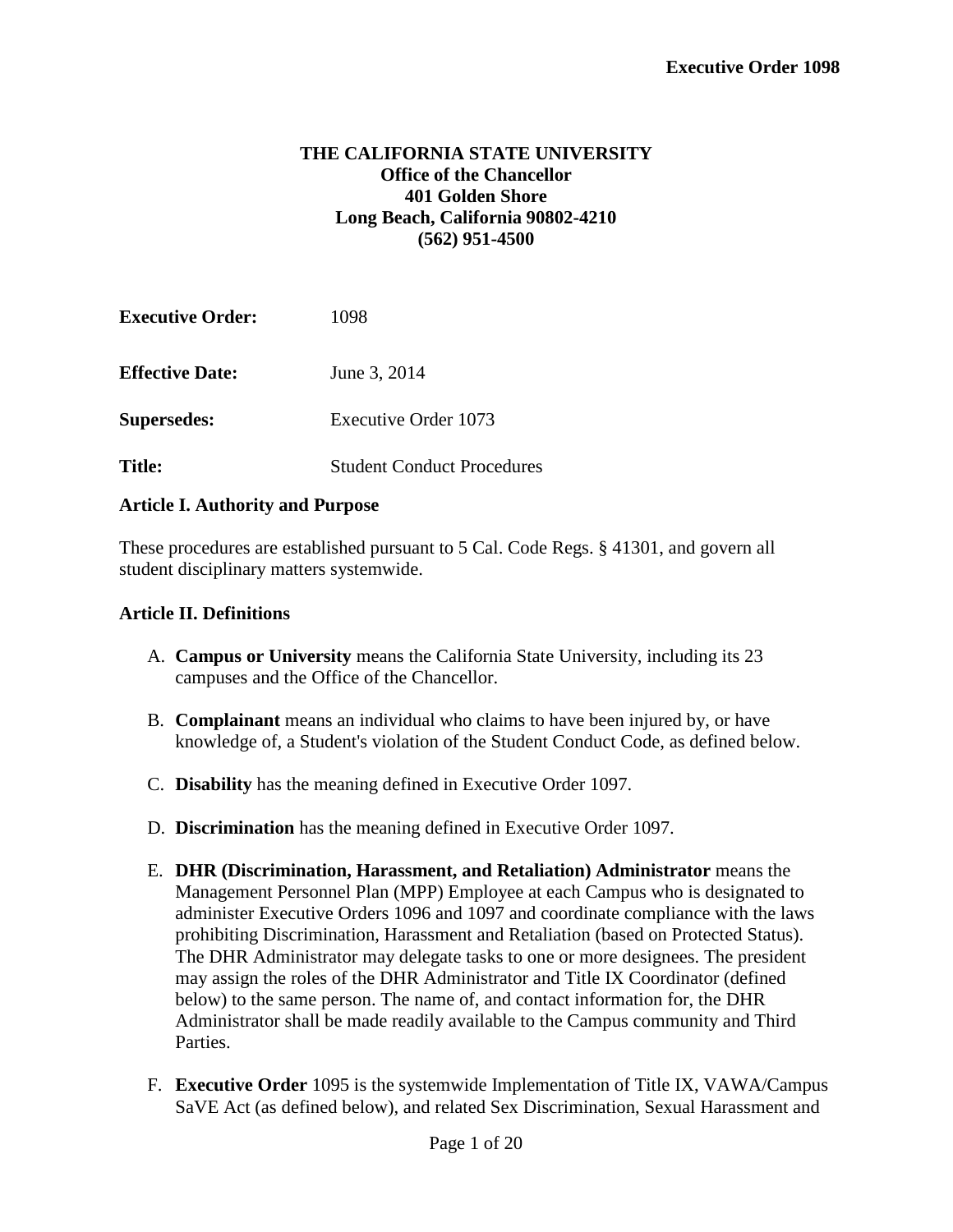**THE CALIFORNIA STATE UNIVERSITY**
**Office of the Chancellor**
**401 Golden Shore**
**Long Beach, California 90802-4210**
**(562) 951-4500**

| | |
|---|---|
| **Executive Order:** | 1098 |
| **Effective Date:** | June 3, 2014 |
| **Supersedes:** | Executive Order 1073 |
| **Title:** | Student Conduct Procedures |

### Article I. Authority and Purpose

These procedures are established pursuant to 5 Cal. Code Regs. § 41301, and govern all student disciplinary matters systemwide.

### Article II. Definitions

A. **Campus or University** means the California State University, including its 23 campuses and the Office of the Chancellor.

B. **Complainant** means an individual who claims to have been injured by, or have knowledge of, a Student's violation of the Student Conduct Code, as defined below.

C. **Disability** has the meaning defined in Executive Order 1097.

D. **Discrimination** has the meaning defined in Executive Order 1097.

E. **DHR (Discrimination, Harassment, and Retaliation) Administrator** means the Management Personnel Plan (MPP) Employee at each Campus who is designated to administer Executive Orders 1096 and 1097 and coordinate compliance with the laws prohibiting Discrimination, Harassment and Retaliation (based on Protected Status). The DHR Administrator may delegate tasks to one or more designees. The president may assign the roles of the DHR Administrator and Title IX Coordinator (defined below) to the same person. The name of, and contact information for, the DHR Administrator shall be made readily available to the Campus community and Third Parties.

F. **Executive Order** 1095 is the systemwide Implementation of Title IX, VAWA/Campus SaVE Act (as defined below), and related Sex Discrimination, Sexual Harassment and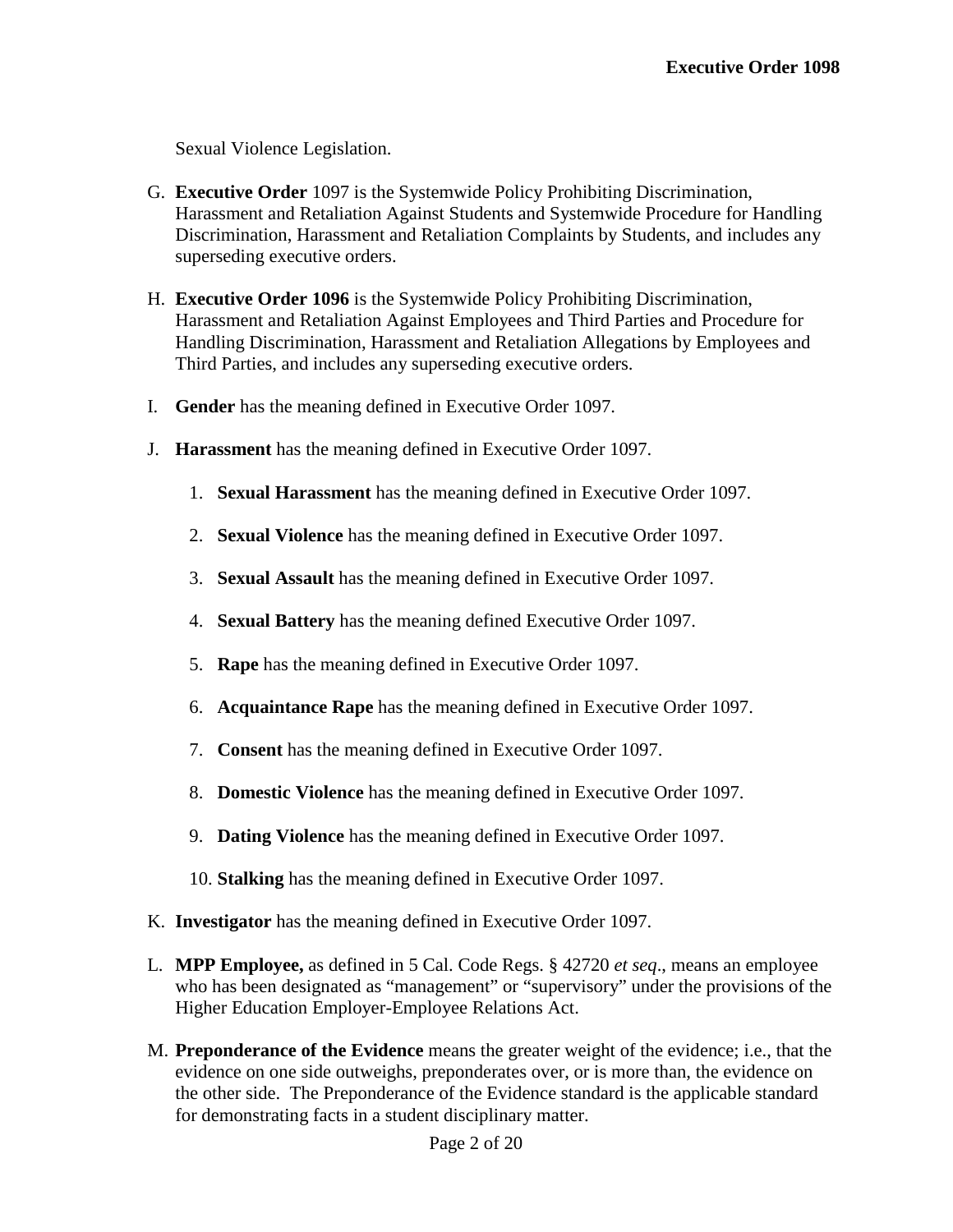Sexual Violence Legislation.

G. **Executive Order** 1097 is the Systemwide Policy Prohibiting Discrimination, Harassment and Retaliation Against Students and Systemwide Procedure for Handling Discrimination, Harassment and Retaliation Complaints by Students, and includes any superseding executive orders.

H. **Executive Order 1096** is the Systemwide Policy Prohibiting Discrimination, Harassment and Retaliation Against Employees and Third Parties and Procedure for Handling Discrimination, Harassment and Retaliation Allegations by Employees and Third Parties, and includes any superseding executive orders.

I. **Gender** has the meaning defined in Executive Order 1097.

J. **Harassment** has the meaning defined in Executive Order 1097.

   1. **Sexual Harassment** has the meaning defined in Executive Order 1097.

   2. **Sexual Violence** has the meaning defined in Executive Order 1097.

   3. **Sexual Assault** has the meaning defined in Executive Order 1097.

   4. **Sexual Battery** has the meaning defined Executive Order 1097.

   5. **Rape** has the meaning defined in Executive Order 1097.

   6. **Acquaintance Rape** has the meaning defined in Executive Order 1097.

   7. **Consent** has the meaning defined in Executive Order 1097.

   8. **Domestic Violence** has the meaning defined in Executive Order 1097.

   9. **Dating Violence** has the meaning defined in Executive Order 1097.

   10. **Stalking** has the meaning defined in Executive Order 1097.

K. **Investigator** has the meaning defined in Executive Order 1097.

L. **MPP Employee,** as defined in 5 Cal. Code Regs. § 42720 *et seq*., means an employee who has been designated as "management" or "supervisory" under the provisions of the Higher Education Employer-Employee Relations Act.

M. **Preponderance of the Evidence** means the greater weight of the evidence; i.e., that the evidence on one side outweighs, preponderates over, or is more than, the evidence on the other side. The Preponderance of the Evidence standard is the applicable standard for demonstrating facts in a student disciplinary matter.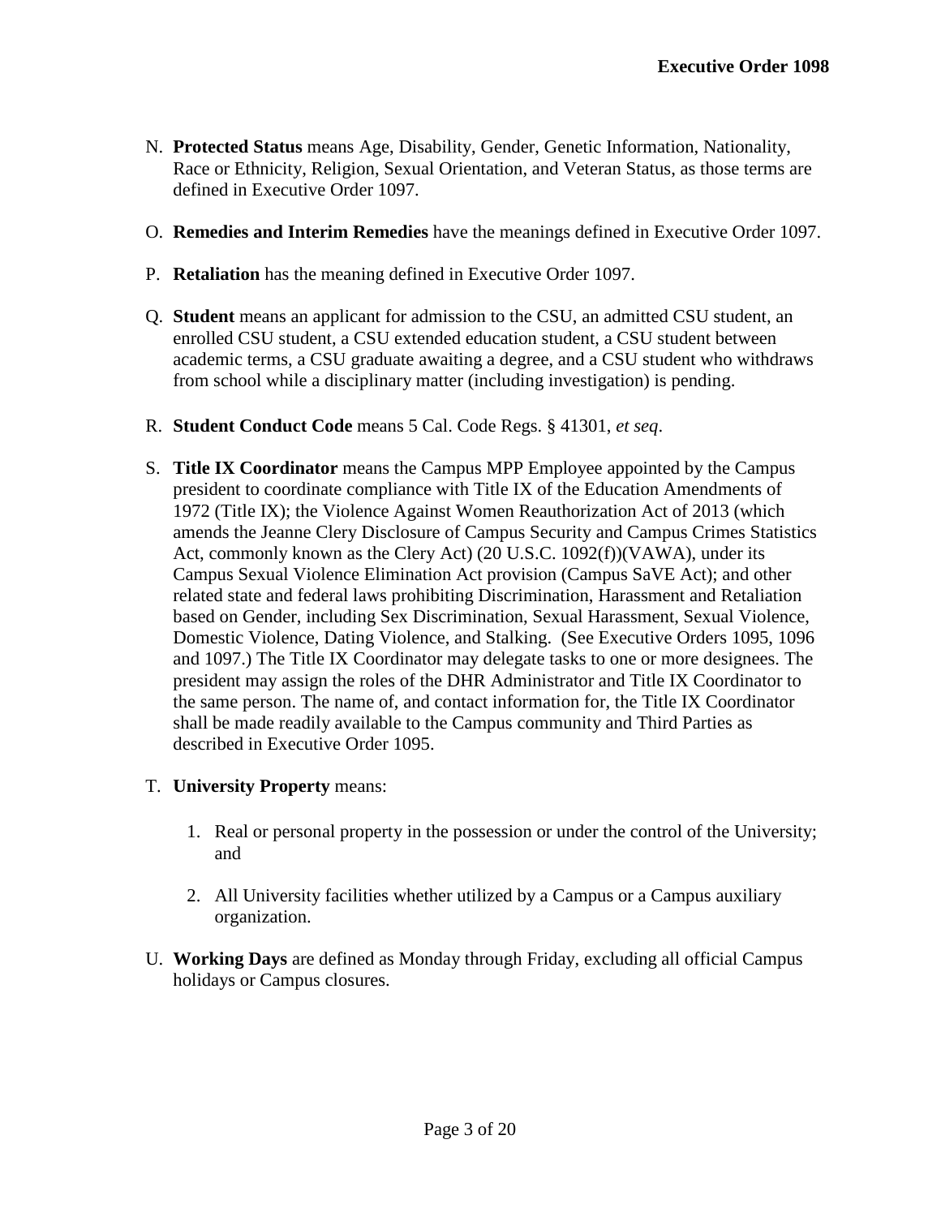N. **Protected Status** means Age, Disability, Gender, Genetic Information, Nationality, Race or Ethnicity, Religion, Sexual Orientation, and Veteran Status, as those terms are defined in Executive Order 1097.

O. **Remedies and Interim Remedies** have the meanings defined in Executive Order 1097.

P. **Retaliation** has the meaning defined in Executive Order 1097.

Q. **Student** means an applicant for admission to the CSU, an admitted CSU student, an enrolled CSU student, a CSU extended education student, a CSU student between academic terms, a CSU graduate awaiting a degree, and a CSU student who withdraws from school while a disciplinary matter (including investigation) is pending.

R. **Student Conduct Code** means 5 Cal. Code Regs. § 41301, *et seq*.

S. **Title IX Coordinator** means the Campus MPP Employee appointed by the Campus president to coordinate compliance with Title IX of the Education Amendments of 1972 (Title IX); the Violence Against Women Reauthorization Act of 2013 (which amends the Jeanne Clery Disclosure of Campus Security and Campus Crimes Statistics Act, commonly known as the Clery Act) (20 U.S.C. 1092(f))(VAWA), under its Campus Sexual Violence Elimination Act provision (Campus SaVE Act); and other related state and federal laws prohibiting Discrimination, Harassment and Retaliation based on Gender, including Sex Discrimination, Sexual Harassment, Sexual Violence, Domestic Violence, Dating Violence, and Stalking. (See Executive Orders 1095, 1096 and 1097.) The Title IX Coordinator may delegate tasks to one or more designees. The president may assign the roles of the DHR Administrator and Title IX Coordinator to the same person. The name of, and contact information for, the Title IX Coordinator shall be made readily available to the Campus community and Third Parties as described in Executive Order 1095.

T. **University Property** means:

   1. Real or personal property in the possession or under the control of the University; and

   2. All University facilities whether utilized by a Campus or a Campus auxiliary organization.

U. **Working Days** are defined as Monday through Friday, excluding all official Campus holidays or Campus closures.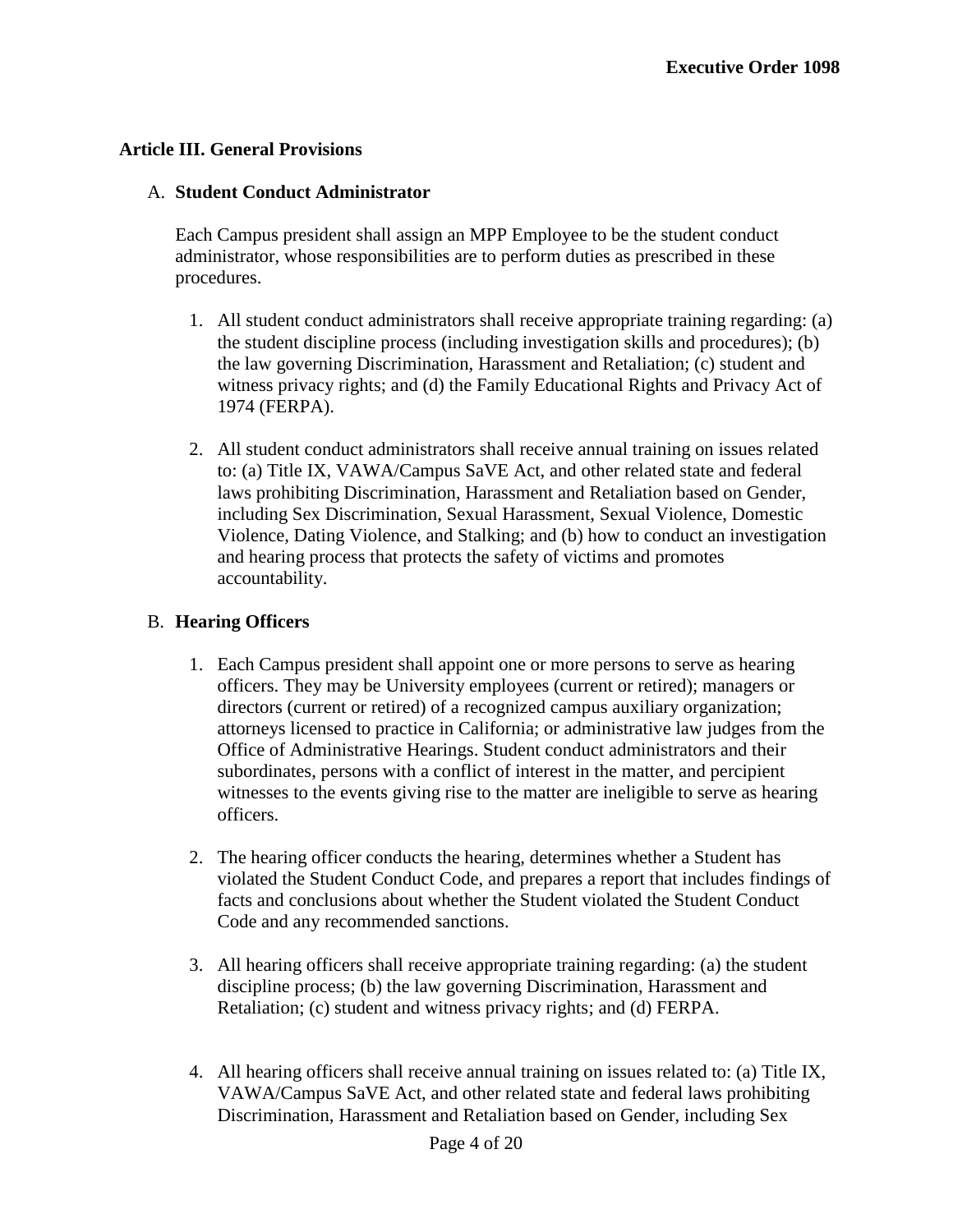## Article III. General Provisions

### A. Student Conduct Administrator

Each Campus president shall assign an MPP Employee to be the student conduct administrator, whose responsibilities are to perform duties as prescribed in these procedures.

1. All student conduct administrators shall receive appropriate training regarding: (a) the student discipline process (including investigation skills and procedures); (b) the law governing Discrimination, Harassment and Retaliation; (c) student and witness privacy rights; and (d) the Family Educational Rights and Privacy Act of 1974 (FERPA).

2. All student conduct administrators shall receive annual training on issues related to: (a) Title IX, VAWA/Campus SaVE Act, and other related state and federal laws prohibiting Discrimination, Harassment and Retaliation based on Gender, including Sex Discrimination, Sexual Harassment, Sexual Violence, Domestic Violence, Dating Violence, and Stalking; and (b) how to conduct an investigation and hearing process that protects the safety of victims and promotes accountability.

### B. Hearing Officers

1. Each Campus president shall appoint one or more persons to serve as hearing officers. They may be University employees (current or retired); managers or directors (current or retired) of a recognized campus auxiliary organization; attorneys licensed to practice in California; or administrative law judges from the Office of Administrative Hearings. Student conduct administrators and their subordinates, persons with a conflict of interest in the matter, and percipient witnesses to the events giving rise to the matter are ineligible to serve as hearing officers.

2. The hearing officer conducts the hearing, determines whether a Student has violated the Student Conduct Code, and prepares a report that includes findings of facts and conclusions about whether the Student violated the Student Conduct Code and any recommended sanctions.

3. All hearing officers shall receive appropriate training regarding: (a) the student discipline process; (b) the law governing Discrimination, Harassment and Retaliation; (c) student and witness privacy rights; and (d) FERPA.

4. All hearing officers shall receive annual training on issues related to: (a) Title IX, VAWA/Campus SaVE Act, and other related state and federal laws prohibiting Discrimination, Harassment and Retaliation based on Gender, including Sex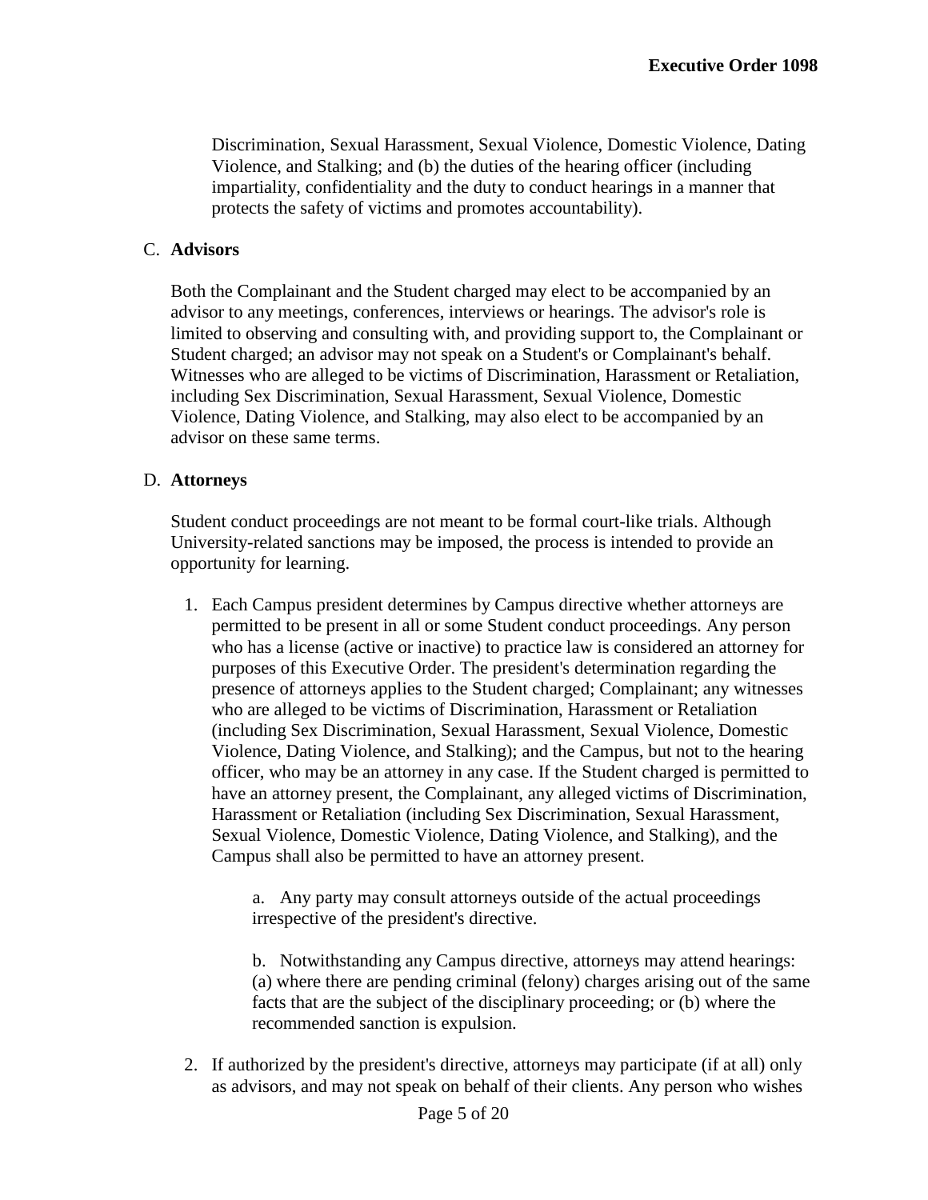Discrimination, Sexual Harassment, Sexual Violence, Domestic Violence, Dating Violence, and Stalking; and (b) the duties of the hearing officer (including impartiality, confidentiality and the duty to conduct hearings in a manner that protects the safety of victims and promotes accountability).

C. **Advisors**

Both the Complainant and the Student charged may elect to be accompanied by an advisor to any meetings, conferences, interviews or hearings. The advisor's role is limited to observing and consulting with, and providing support to, the Complainant or Student charged; an advisor may not speak on a Student's or Complainant's behalf. Witnesses who are alleged to be victims of Discrimination, Harassment or Retaliation, including Sex Discrimination, Sexual Harassment, Sexual Violence, Domestic Violence, Dating Violence, and Stalking, may also elect to be accompanied by an advisor on these same terms.

D. **Attorneys**

Student conduct proceedings are not meant to be formal court-like trials. Although University-related sanctions may be imposed, the process is intended to provide an opportunity for learning.

1. Each Campus president determines by Campus directive whether attorneys are permitted to be present in all or some Student conduct proceedings. Any person who has a license (active or inactive) to practice law is considered an attorney for purposes of this Executive Order. The president's determination regarding the presence of attorneys applies to the Student charged; Complainant; any witnesses who are alleged to be victims of Discrimination, Harassment or Retaliation (including Sex Discrimination, Sexual Harassment, Sexual Violence, Domestic Violence, Dating Violence, and Stalking); and the Campus, but not to the hearing officer, who may be an attorney in any case. If the Student charged is permitted to have an attorney present, the Complainant, any alleged victims of Discrimination, Harassment or Retaliation (including Sex Discrimination, Sexual Harassment, Sexual Violence, Domestic Violence, Dating Violence, and Stalking), and the Campus shall also be permitted to have an attorney present.

   a. Any party may consult attorneys outside of the actual proceedings irrespective of the president's directive.

   b. Notwithstanding any Campus directive, attorneys may attend hearings: (a) where there are pending criminal (felony) charges arising out of the same facts that are the subject of the disciplinary proceeding; or (b) where the recommended sanction is expulsion.

2. If authorized by the president's directive, attorneys may participate (if at all) only as advisors, and may not speak on behalf of their clients. Any person who wishes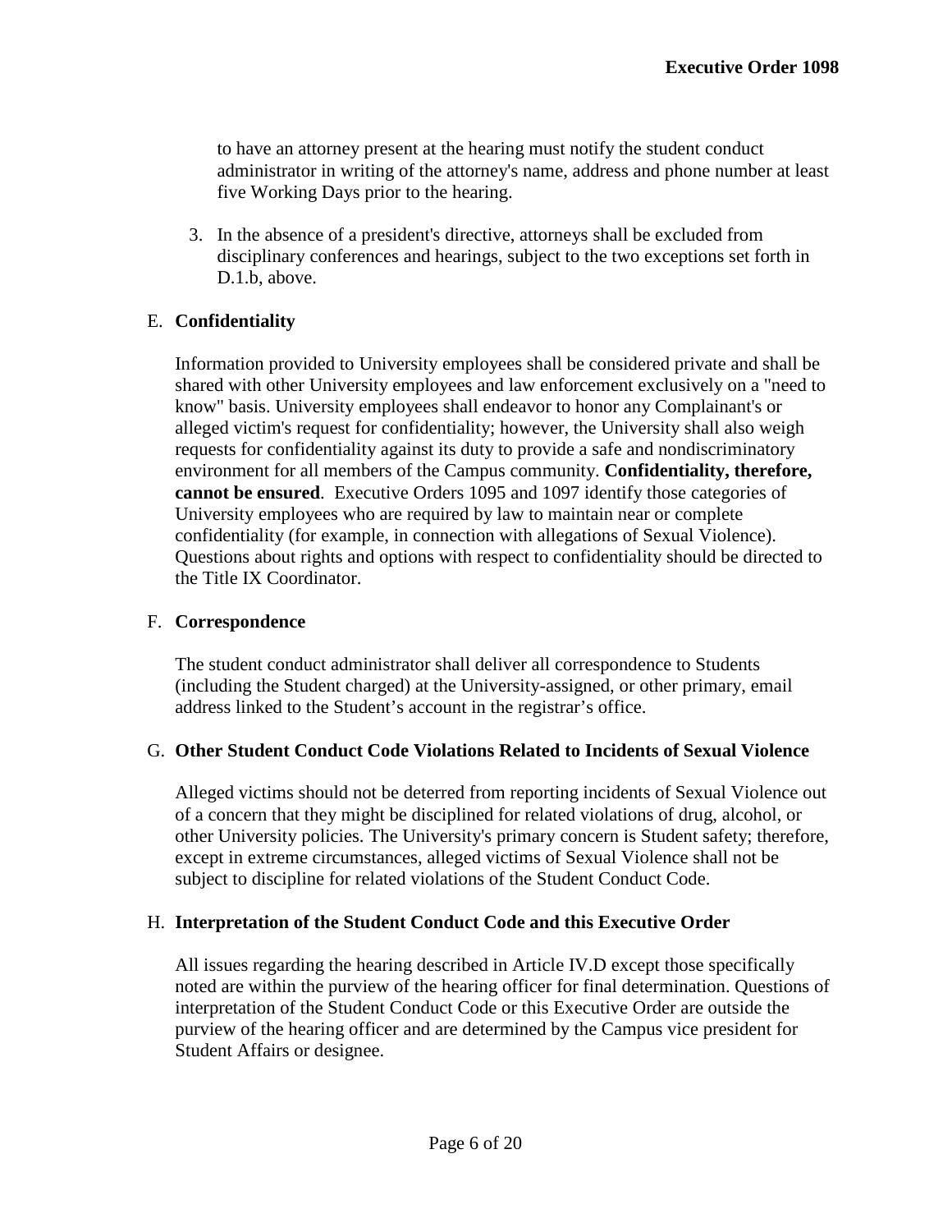to have an attorney present at the hearing must notify the student conduct administrator in writing of the attorney's name, address and phone number at least five Working Days prior to the hearing.

3. In the absence of a president's directive, attorneys shall be excluded from disciplinary conferences and hearings, subject to the two exceptions set forth in D.1.b, above.

E. **Confidentiality**

Information provided to University employees shall be considered private and shall be shared with other University employees and law enforcement exclusively on a "need to know" basis. University employees shall endeavor to honor any Complainant's or alleged victim's request for confidentiality; however, the University shall also weigh requests for confidentiality against its duty to provide a safe and nondiscriminatory environment for all members of the Campus community. **Confidentiality, therefore, cannot be ensured**. Executive Orders 1095 and 1097 identify those categories of University employees who are required by law to maintain near or complete confidentiality (for example, in connection with allegations of Sexual Violence). Questions about rights and options with respect to confidentiality should be directed to the Title IX Coordinator.

F. **Correspondence**

The student conduct administrator shall deliver all correspondence to Students (including the Student charged) at the University-assigned, or other primary, email address linked to the Student's account in the registrar's office.

G. **Other Student Conduct Code Violations Related to Incidents of Sexual Violence**

Alleged victims should not be deterred from reporting incidents of Sexual Violence out of a concern that they might be disciplined for related violations of drug, alcohol, or other University policies. The University's primary concern is Student safety; therefore, except in extreme circumstances, alleged victims of Sexual Violence shall not be subject to discipline for related violations of the Student Conduct Code.

H. **Interpretation of the Student Conduct Code and this Executive Order**

All issues regarding the hearing described in Article IV.D except those specifically noted are within the purview of the hearing officer for final determination. Questions of interpretation of the Student Conduct Code or this Executive Order are outside the purview of the hearing officer and are determined by the Campus vice president for Student Affairs or designee.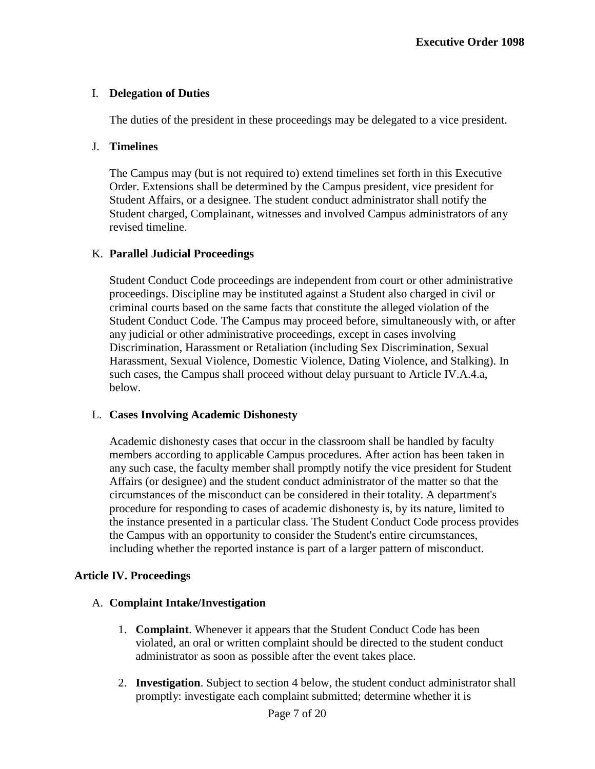I. **Delegation of Duties**

   The duties of the president in these proceedings may be delegated to a vice president.

J. **Timelines**

   The Campus may (but is not required to) extend timelines set forth in this Executive Order. Extensions shall be determined by the Campus president, vice president for Student Affairs, or a designee. The student conduct administrator shall notify the Student charged, Complainant, witnesses and involved Campus administrators of any revised timeline.

K. **Parallel Judicial Proceedings**

   Student Conduct Code proceedings are independent from court or other administrative proceedings. Discipline may be instituted against a Student also charged in civil or criminal courts based on the same facts that constitute the alleged violation of the Student Conduct Code. The Campus may proceed before, simultaneously with, or after any judicial or other administrative proceedings, except in cases involving Discrimination, Harassment or Retaliation (including Sex Discrimination, Sexual Harassment, Sexual Violence, Domestic Violence, Dating Violence, and Stalking). In such cases, the Campus shall proceed without delay pursuant to Article IV.A.4.a, below.

L. **Cases Involving Academic Dishonesty**

   Academic dishonesty cases that occur in the classroom shall be handled by faculty members according to applicable Campus procedures. After action has been taken in any such case, the faculty member shall promptly notify the vice president for Student Affairs (or designee) and the student conduct administrator of the matter so that the circumstances of the misconduct can be considered in their totality. A department's procedure for responding to cases of academic dishonesty is, by its nature, limited to the instance presented in a particular class. The Student Conduct Code process provides the Campus with an opportunity to consider the Student's entire circumstances, including whether the reported instance is part of a larger pattern of misconduct.

**Article IV. Proceedings**

A. **Complaint Intake/Investigation**

   1. **Complaint**. Whenever it appears that the Student Conduct Code has been violated, an oral or written complaint should be directed to the student conduct administrator as soon as possible after the event takes place.

   2. **Investigation**. Subject to section 4 below, the student conduct administrator shall promptly: investigate each complaint submitted; determine whether it is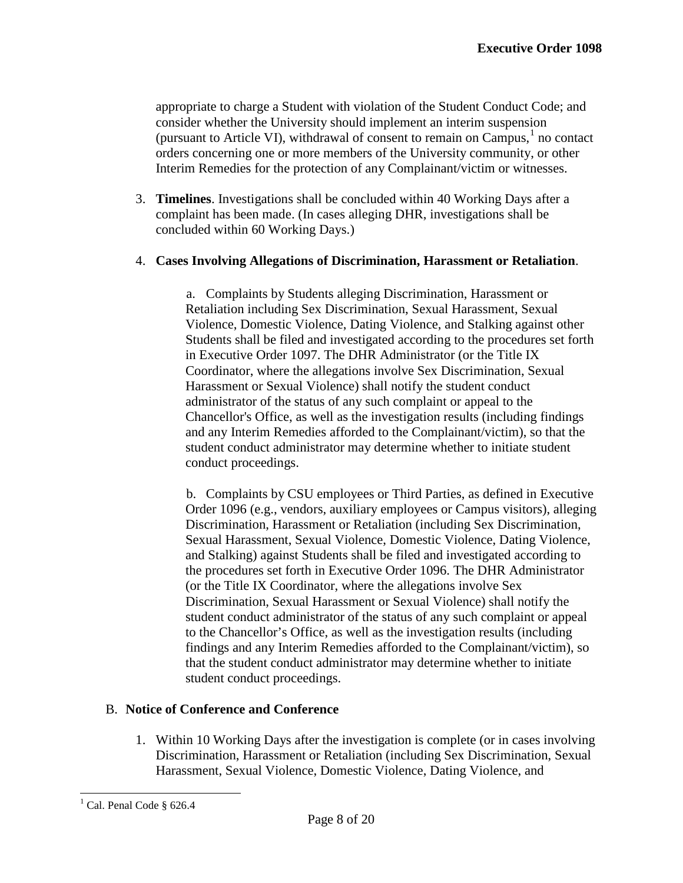appropriate to charge a Student with violation of the Student Conduct Code; and consider whether the University should implement an interim suspension (pursuant to Article VI), withdrawal of consent to remain on Campus,[1] no contact orders concerning one or more members of the University community, or other Interim Remedies for the protection of any Complainant/victim or witnesses.

3. **Timelines**. Investigations shall be concluded within 40 Working Days after a complaint has been made. (In cases alleging DHR, investigations shall be concluded within 60 Working Days.)

4. **Cases Involving Allegations of Discrimination, Harassment or Retaliation**.

   a. Complaints by Students alleging Discrimination, Harassment or Retaliation including Sex Discrimination, Sexual Harassment, Sexual Violence, Domestic Violence, Dating Violence, and Stalking against other Students shall be filed and investigated according to the procedures set forth in Executive Order 1097. The DHR Administrator (or the Title IX Coordinator, where the allegations involve Sex Discrimination, Sexual Harassment or Sexual Violence) shall notify the student conduct administrator of the status of any such complaint or appeal to the Chancellor's Office, as well as the investigation results (including findings and any Interim Remedies afforded to the Complainant/victim), so that the student conduct administrator may determine whether to initiate student conduct proceedings.

   b. Complaints by CSU employees or Third Parties, as defined in Executive Order 1096 (e.g., vendors, auxiliary employees or Campus visitors), alleging Discrimination, Harassment or Retaliation (including Sex Discrimination, Sexual Harassment, Sexual Violence, Domestic Violence, Dating Violence, and Stalking) against Students shall be filed and investigated according to the procedures set forth in Executive Order 1096. The DHR Administrator (or the Title IX Coordinator, where the allegations involve Sex Discrimination, Sexual Harassment or Sexual Violence) shall notify the student conduct administrator of the status of any such complaint or appeal to the Chancellor's Office, as well as the investigation results (including findings and any Interim Remedies afforded to the Complainant/victim), so that the student conduct administrator may determine whether to initiate student conduct proceedings.

B. **Notice of Conference and Conference**

1. Within 10 Working Days after the investigation is complete (or in cases involving Discrimination, Harassment or Retaliation (including Sex Discrimination, Sexual Harassment, Sexual Violence, Domestic Violence, Dating Violence, and

---

[1] Cal. Penal Code § 626.4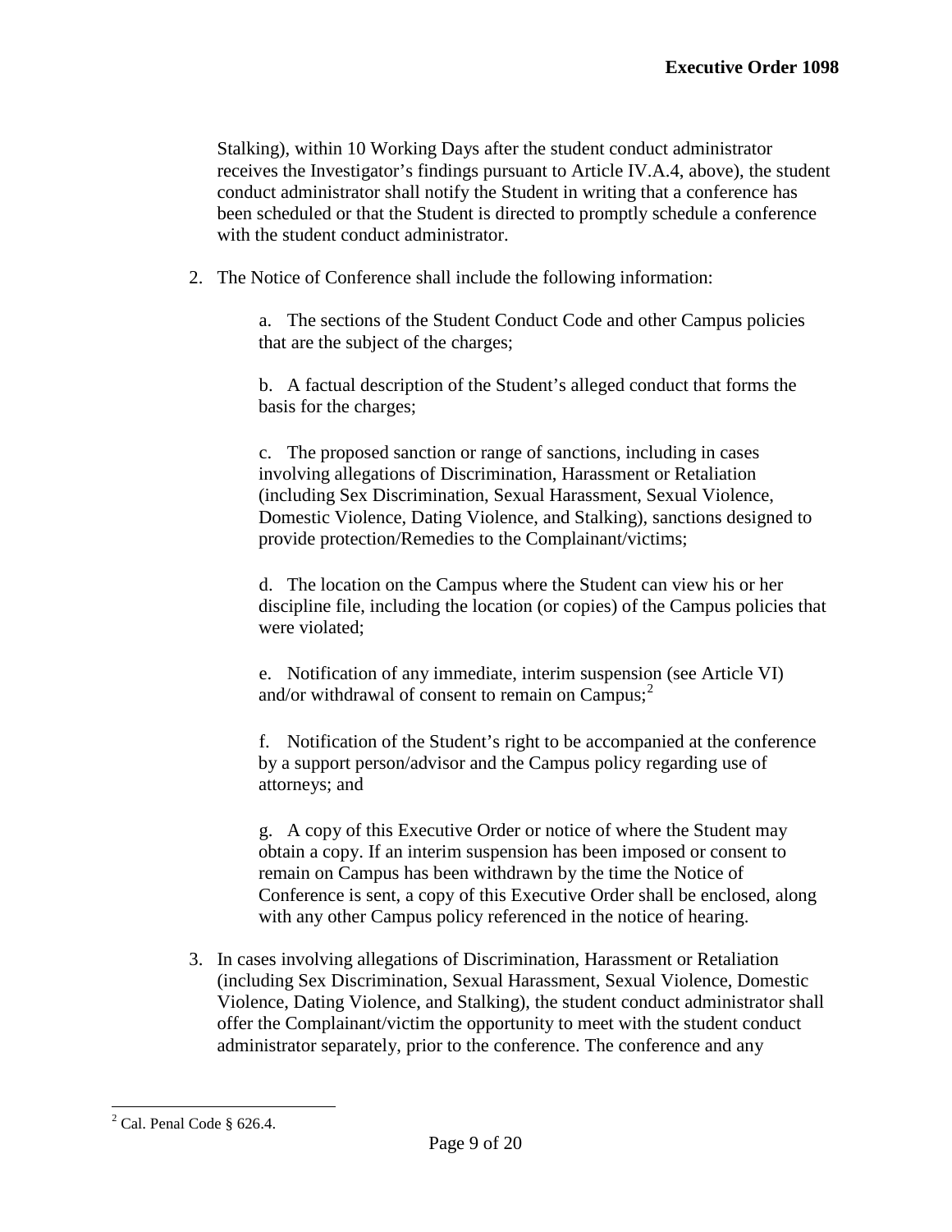Stalking), within 10 Working Days after the student conduct administrator receives the Investigator's findings pursuant to Article IV.A.4, above), the student conduct administrator shall notify the Student in writing that a conference has been scheduled or that the Student is directed to promptly schedule a conference with the student conduct administrator.

2. The Notice of Conference shall include the following information:

   a. The sections of the Student Conduct Code and other Campus policies that are the subject of the charges;

   b. A factual description of the Student's alleged conduct that forms the basis for the charges;

   c. The proposed sanction or range of sanctions, including in cases involving allegations of Discrimination, Harassment or Retaliation (including Sex Discrimination, Sexual Harassment, Sexual Violence, Domestic Violence, Dating Violence, and Stalking), sanctions designed to provide protection/Remedies to the Complainant/victims;

   d. The location on the Campus where the Student can view his or her discipline file, including the location (or copies) of the Campus policies that were violated;

   e. Notification of any immediate, interim suspension (see Article VI) and/or withdrawal of consent to remain on Campus;[2]

   f. Notification of the Student's right to be accompanied at the conference by a support person/advisor and the Campus policy regarding use of attorneys; and

   g. A copy of this Executive Order or notice of where the Student may obtain a copy. If an interim suspension has been imposed or consent to remain on Campus has been withdrawn by the time the Notice of Conference is sent, a copy of this Executive Order shall be enclosed, along with any other Campus policy referenced in the notice of hearing.

3. In cases involving allegations of Discrimination, Harassment or Retaliation (including Sex Discrimination, Sexual Harassment, Sexual Violence, Domestic Violence, Dating Violence, and Stalking), the student conduct administrator shall offer the Complainant/victim the opportunity to meet with the student conduct administrator separately, prior to the conference. The conference and any

[2] Cal. Penal Code § 626.4.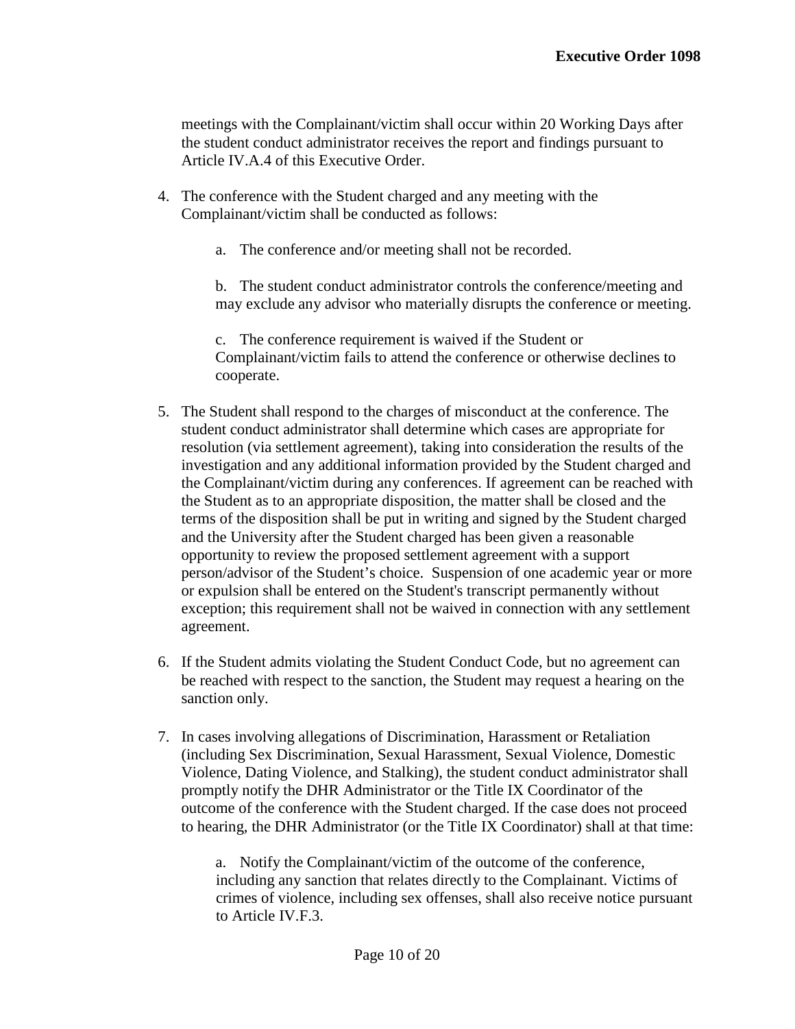meetings with the Complainant/victim shall occur within 20 Working Days after the student conduct administrator receives the report and findings pursuant to Article IV.A.4 of this Executive Order.

4. The conference with the Student charged and any meeting with the Complainant/victim shall be conducted as follows:

   a. The conference and/or meeting shall not be recorded.

   b. The student conduct administrator controls the conference/meeting and may exclude any advisor who materially disrupts the conference or meeting.

   c. The conference requirement is waived if the Student or Complainant/victim fails to attend the conference or otherwise declines to cooperate.

5. The Student shall respond to the charges of misconduct at the conference. The student conduct administrator shall determine which cases are appropriate for resolution (via settlement agreement), taking into consideration the results of the investigation and any additional information provided by the Student charged and the Complainant/victim during any conferences. If agreement can be reached with the Student as to an appropriate disposition, the matter shall be closed and the terms of the disposition shall be put in writing and signed by the Student charged and the University after the Student charged has been given a reasonable opportunity to review the proposed settlement agreement with a support person/advisor of the Student's choice. Suspension of one academic year or more or expulsion shall be entered on the Student's transcript permanently without exception; this requirement shall not be waived in connection with any settlement agreement.

6. If the Student admits violating the Student Conduct Code, but no agreement can be reached with respect to the sanction, the Student may request a hearing on the sanction only.

7. In cases involving allegations of Discrimination, Harassment or Retaliation (including Sex Discrimination, Sexual Harassment, Sexual Violence, Domestic Violence, Dating Violence, and Stalking), the student conduct administrator shall promptly notify the DHR Administrator or the Title IX Coordinator of the outcome of the conference with the Student charged. If the case does not proceed to hearing, the DHR Administrator (or the Title IX Coordinator) shall at that time:

   a. Notify the Complainant/victim of the outcome of the conference, including any sanction that relates directly to the Complainant. Victims of crimes of violence, including sex offenses, shall also receive notice pursuant to Article IV.F.3.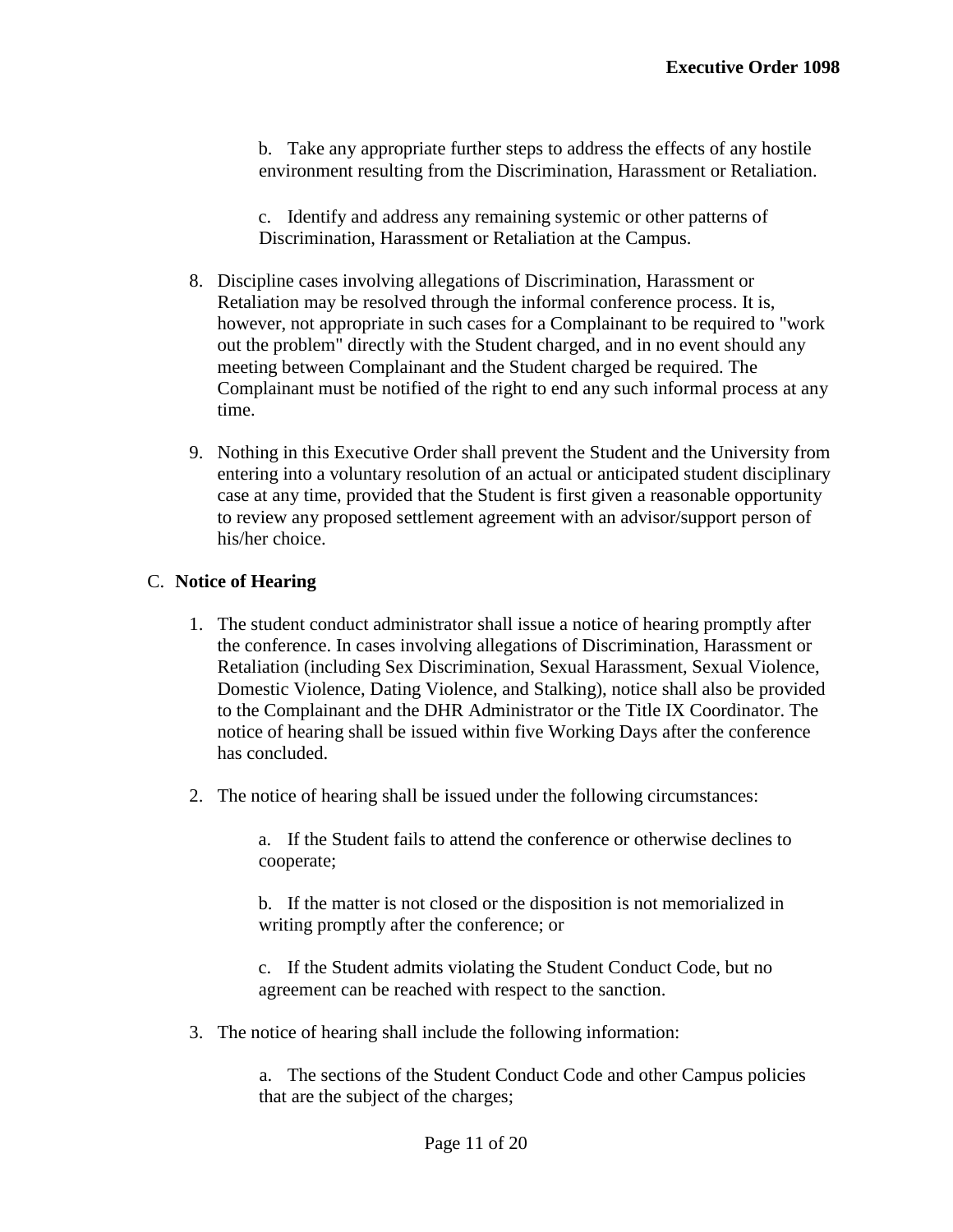b. Take any appropriate further steps to address the effects of any hostile environment resulting from the Discrimination, Harassment or Retaliation.

c. Identify and address any remaining systemic or other patterns of Discrimination, Harassment or Retaliation at the Campus.

8. Discipline cases involving allegations of Discrimination, Harassment or Retaliation may be resolved through the informal conference process. It is, however, not appropriate in such cases for a Complainant to be required to "work out the problem" directly with the Student charged, and in no event should any meeting between Complainant and the Student charged be required. The Complainant must be notified of the right to end any such informal process at any time.

9. Nothing in this Executive Order shall prevent the Student and the University from entering into a voluntary resolution of an actual or anticipated student disciplinary case at any time, provided that the Student is first given a reasonable opportunity to review any proposed settlement agreement with an advisor/support person of his/her choice.

## C. **Notice of Hearing**

1. The student conduct administrator shall issue a notice of hearing promptly after the conference. In cases involving allegations of Discrimination, Harassment or Retaliation (including Sex Discrimination, Sexual Harassment, Sexual Violence, Domestic Violence, Dating Violence, and Stalking), notice shall also be provided to the Complainant and the DHR Administrator or the Title IX Coordinator. The notice of hearing shall be issued within five Working Days after the conference has concluded.

2. The notice of hearing shall be issued under the following circumstances:

   a. If the Student fails to attend the conference or otherwise declines to cooperate;

   b. If the matter is not closed or the disposition is not memorialized in writing promptly after the conference; or

   c. If the Student admits violating the Student Conduct Code, but no agreement can be reached with respect to the sanction.

3. The notice of hearing shall include the following information:

   a. The sections of the Student Conduct Code and other Campus policies that are the subject of the charges;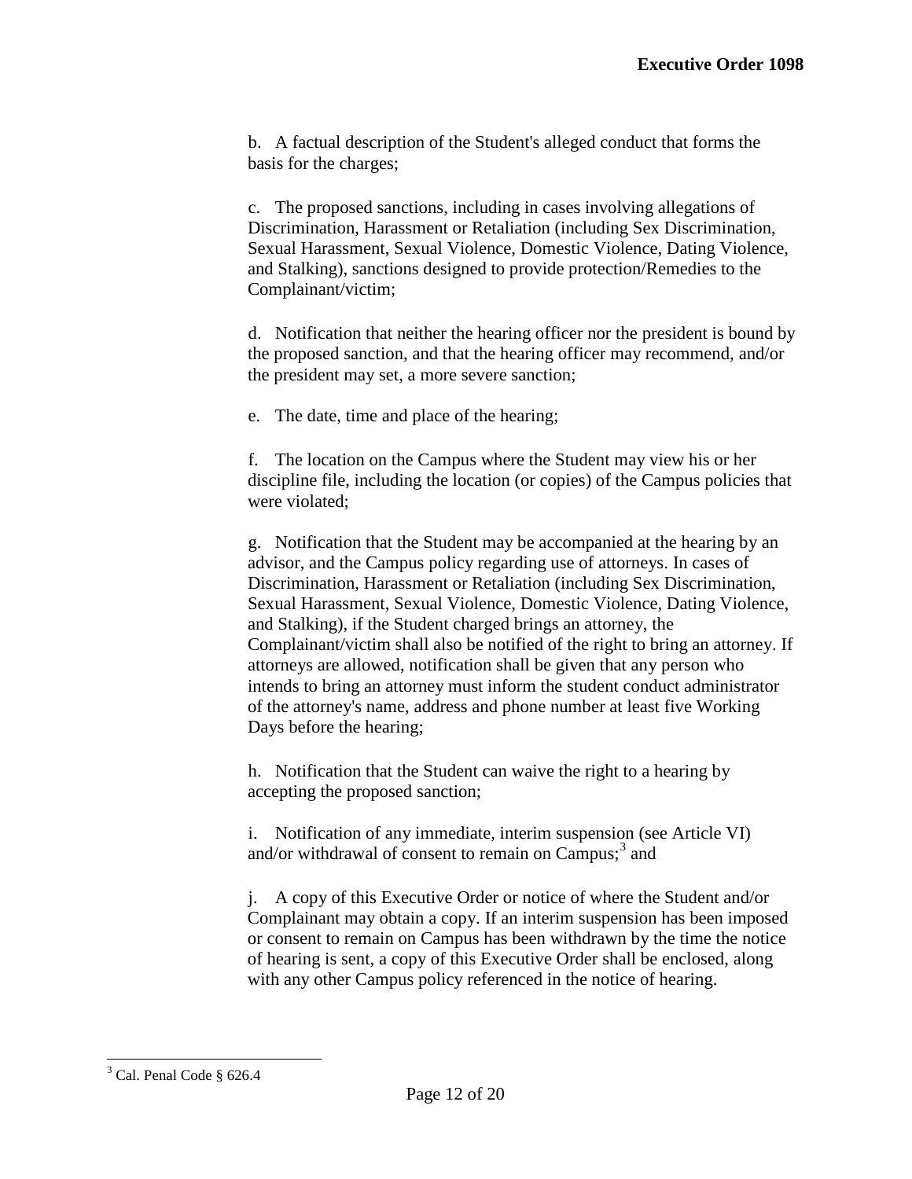b. A factual description of the Student's alleged conduct that forms the basis for the charges;

c. The proposed sanctions, including in cases involving allegations of Discrimination, Harassment or Retaliation (including Sex Discrimination, Sexual Harassment, Sexual Violence, Domestic Violence, Dating Violence, and Stalking), sanctions designed to provide protection/Remedies to the Complainant/victim;

d. Notification that neither the hearing officer nor the president is bound by the proposed sanction, and that the hearing officer may recommend, and/or the president may set, a more severe sanction;

e. The date, time and place of the hearing;

f. The location on the Campus where the Student may view his or her discipline file, including the location (or copies) of the Campus policies that were violated;

g. Notification that the Student may be accompanied at the hearing by an advisor, and the Campus policy regarding use of attorneys. In cases of Discrimination, Harassment or Retaliation (including Sex Discrimination, Sexual Harassment, Sexual Violence, Domestic Violence, Dating Violence, and Stalking), if the Student charged brings an attorney, the Complainant/victim shall also be notified of the right to bring an attorney. If attorneys are allowed, notification shall be given that any person who intends to bring an attorney must inform the student conduct administrator of the attorney's name, address and phone number at least five Working Days before the hearing;

h. Notification that the Student can waive the right to a hearing by accepting the proposed sanction;

i. Notification of any immediate, interim suspension (see Article VI) and/or withdrawal of consent to remain on Campus;[3] and

j. A copy of this Executive Order or notice of where the Student and/or Complainant may obtain a copy. If an interim suspension has been imposed or consent to remain on Campus has been withdrawn by the time the notice of hearing is sent, a copy of this Executive Order shall be enclosed, along with any other Campus policy referenced in the notice of hearing.

---

[3] Cal. Penal Code § 626.4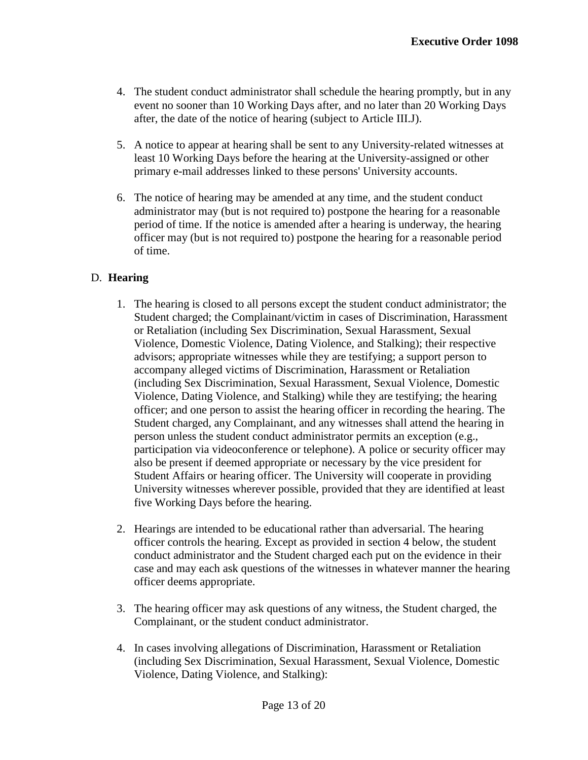4. The student conduct administrator shall schedule the hearing promptly, but in any event no sooner than 10 Working Days after, and no later than 20 Working Days after, the date of the notice of hearing (subject to Article III.J).

5. A notice to appear at hearing shall be sent to any University-related witnesses at least 10 Working Days before the hearing at the University-assigned or other primary e-mail addresses linked to these persons' University accounts.

6. The notice of hearing may be amended at any time, and the student conduct administrator may (but is not required to) postpone the hearing for a reasonable period of time. If the notice is amended after a hearing is underway, the hearing officer may (but is not required to) postpone the hearing for a reasonable period of time.

D. **Hearing**

1. The hearing is closed to all persons except the student conduct administrator; the Student charged; the Complainant/victim in cases of Discrimination, Harassment or Retaliation (including Sex Discrimination, Sexual Harassment, Sexual Violence, Domestic Violence, Dating Violence, and Stalking); their respective advisors; appropriate witnesses while they are testifying; a support person to accompany alleged victims of Discrimination, Harassment or Retaliation (including Sex Discrimination, Sexual Harassment, Sexual Violence, Domestic Violence, Dating Violence, and Stalking) while they are testifying; the hearing officer; and one person to assist the hearing officer in recording the hearing. The Student charged, any Complainant, and any witnesses shall attend the hearing in person unless the student conduct administrator permits an exception (e.g., participation via videoconference or telephone). A police or security officer may also be present if deemed appropriate or necessary by the vice president for Student Affairs or hearing officer. The University will cooperate in providing University witnesses wherever possible, provided that they are identified at least five Working Days before the hearing.

2. Hearings are intended to be educational rather than adversarial. The hearing officer controls the hearing. Except as provided in section 4 below, the student conduct administrator and the Student charged each put on the evidence in their case and may each ask questions of the witnesses in whatever manner the hearing officer deems appropriate.

3. The hearing officer may ask questions of any witness, the Student charged, the Complainant, or the student conduct administrator.

4. In cases involving allegations of Discrimination, Harassment or Retaliation (including Sex Discrimination, Sexual Harassment, Sexual Violence, Domestic Violence, Dating Violence, and Stalking):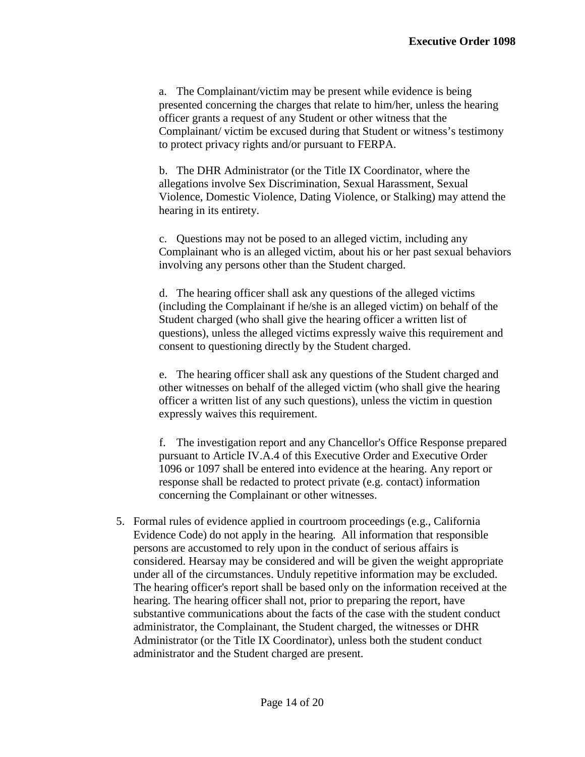a. The Complainant/victim may be present while evidence is being presented concerning the charges that relate to him/her, unless the hearing officer grants a request of any Student or other witness that the Complainant/ victim be excused during that Student or witness's testimony to protect privacy rights and/or pursuant to FERPA.

b. The DHR Administrator (or the Title IX Coordinator, where the allegations involve Sex Discrimination, Sexual Harassment, Sexual Violence, Domestic Violence, Dating Violence, or Stalking) may attend the hearing in its entirety.

c. Questions may not be posed to an alleged victim, including any Complainant who is an alleged victim, about his or her past sexual behaviors involving any persons other than the Student charged.

d. The hearing officer shall ask any questions of the alleged victims (including the Complainant if he/she is an alleged victim) on behalf of the Student charged (who shall give the hearing officer a written list of questions), unless the alleged victims expressly waive this requirement and consent to questioning directly by the Student charged.

e. The hearing officer shall ask any questions of the Student charged and other witnesses on behalf of the alleged victim (who shall give the hearing officer a written list of any such questions), unless the victim in question expressly waives this requirement.

f. The investigation report and any Chancellor's Office Response prepared pursuant to Article IV.A.4 of this Executive Order and Executive Order 1096 or 1097 shall be entered into evidence at the hearing. Any report or response shall be redacted to protect private (e.g. contact) information concerning the Complainant or other witnesses.

5. Formal rules of evidence applied in courtroom proceedings (e.g., California Evidence Code) do not apply in the hearing. All information that responsible persons are accustomed to rely upon in the conduct of serious affairs is considered. Hearsay may be considered and will be given the weight appropriate under all of the circumstances. Unduly repetitive information may be excluded. The hearing officer's report shall be based only on the information received at the hearing. The hearing officer shall not, prior to preparing the report, have substantive communications about the facts of the case with the student conduct administrator, the Complainant, the Student charged, the witnesses or DHR Administrator (or the Title IX Coordinator), unless both the student conduct administrator and the Student charged are present.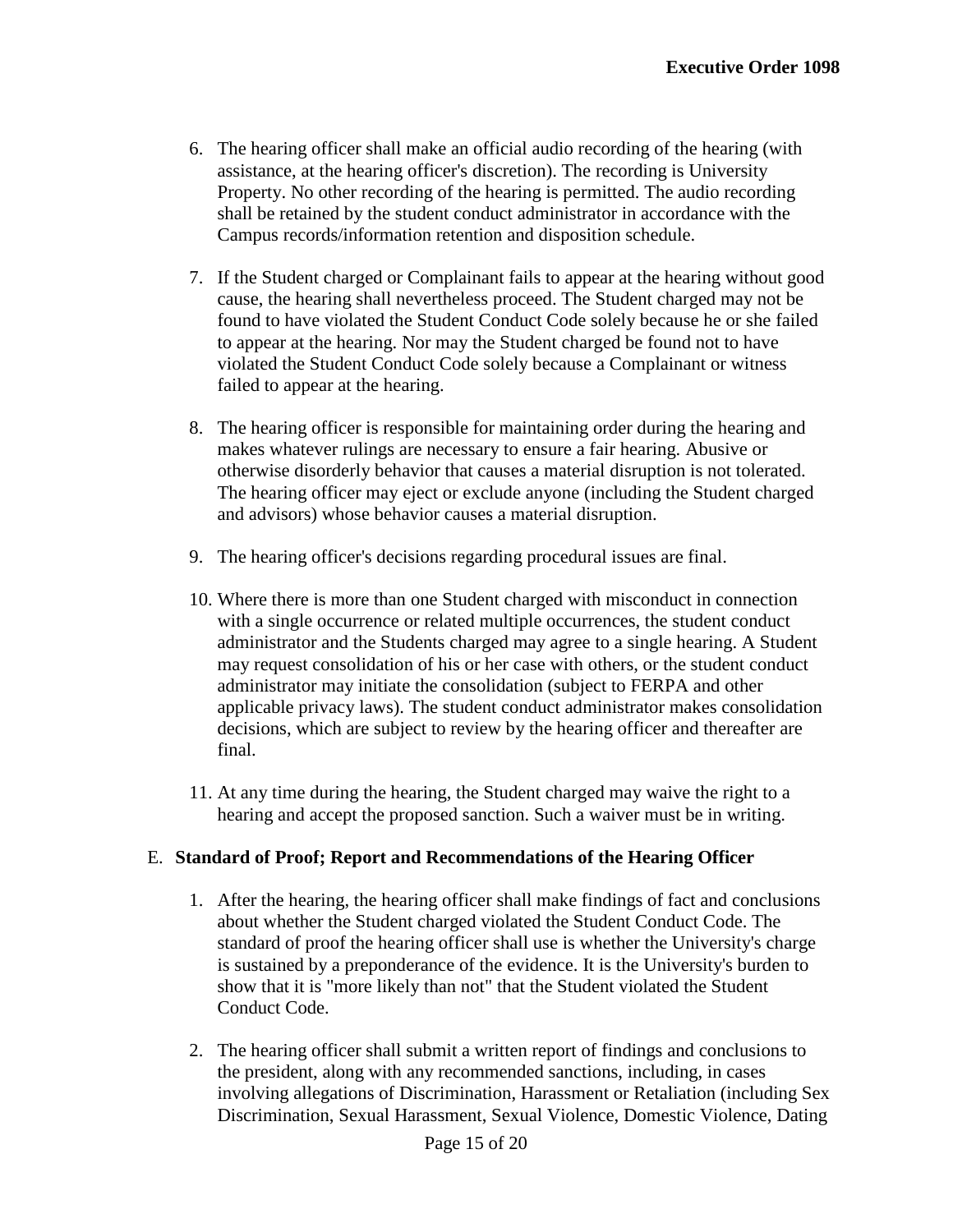6. The hearing officer shall make an official audio recording of the hearing (with assistance, at the hearing officer's discretion). The recording is University Property. No other recording of the hearing is permitted. The audio recording shall be retained by the student conduct administrator in accordance with the Campus records/information retention and disposition schedule.

7. If the Student charged or Complainant fails to appear at the hearing without good cause, the hearing shall nevertheless proceed. The Student charged may not be found to have violated the Student Conduct Code solely because he or she failed to appear at the hearing. Nor may the Student charged be found not to have violated the Student Conduct Code solely because a Complainant or witness failed to appear at the hearing.

8. The hearing officer is responsible for maintaining order during the hearing and makes whatever rulings are necessary to ensure a fair hearing. Abusive or otherwise disorderly behavior that causes a material disruption is not tolerated. The hearing officer may eject or exclude anyone (including the Student charged and advisors) whose behavior causes a material disruption.

9. The hearing officer's decisions regarding procedural issues are final.

10. Where there is more than one Student charged with misconduct in connection with a single occurrence or related multiple occurrences, the student conduct administrator and the Students charged may agree to a single hearing. A Student may request consolidation of his or her case with others, or the student conduct administrator may initiate the consolidation (subject to FERPA and other applicable privacy laws). The student conduct administrator makes consolidation decisions, which are subject to review by the hearing officer and thereafter are final.

11. At any time during the hearing, the Student charged may waive the right to a hearing and accept the proposed sanction. Such a waiver must be in writing.

E. **Standard of Proof; Report and Recommendations of the Hearing Officer**

1. After the hearing, the hearing officer shall make findings of fact and conclusions about whether the Student charged violated the Student Conduct Code. The standard of proof the hearing officer shall use is whether the University's charge is sustained by a preponderance of the evidence. It is the University's burden to show that it is "more likely than not" that the Student violated the Student Conduct Code.

2. The hearing officer shall submit a written report of findings and conclusions to the president, along with any recommended sanctions, including, in cases involving allegations of Discrimination, Harassment or Retaliation (including Sex Discrimination, Sexual Harassment, Sexual Violence, Domestic Violence, Dating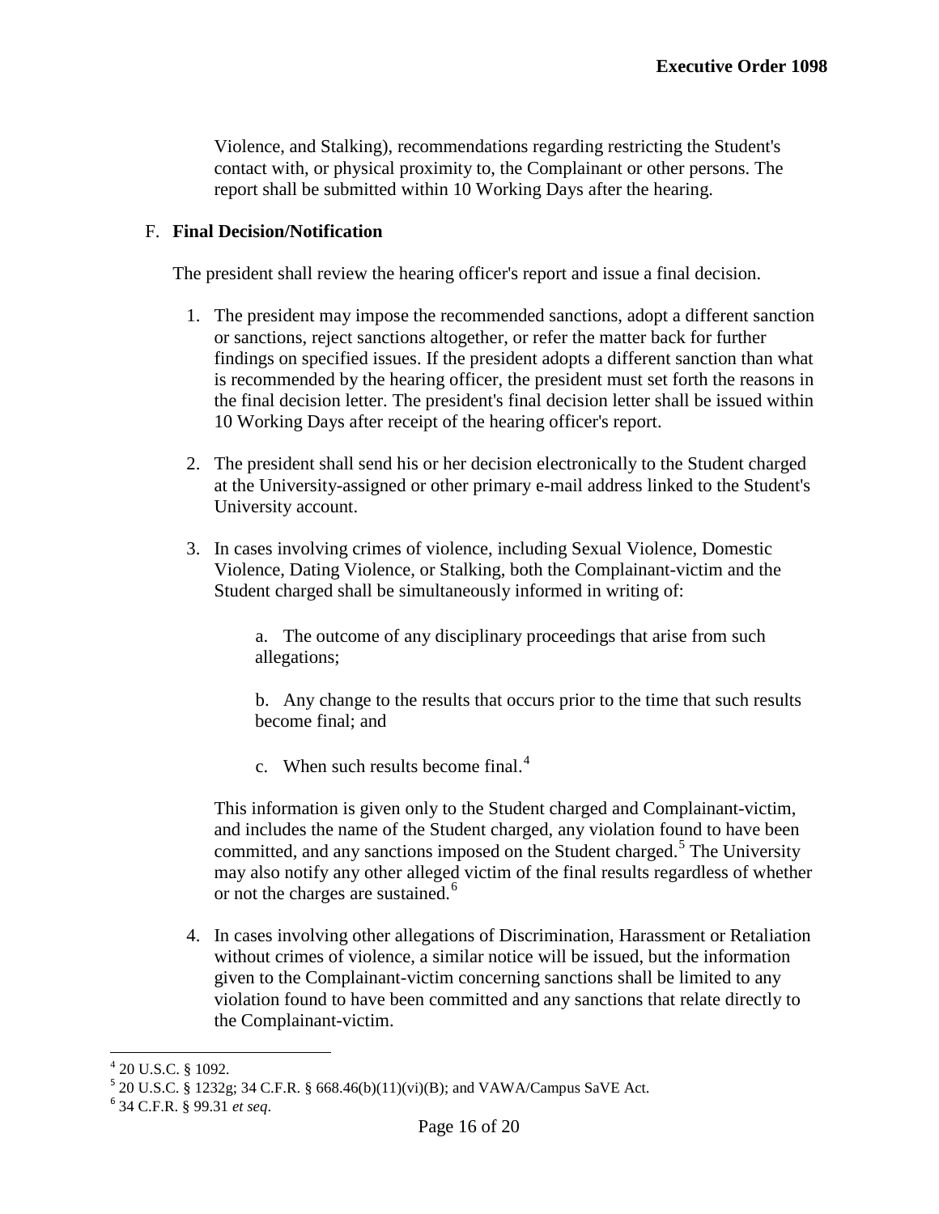Violence, and Stalking), recommendations regarding restricting the Student's contact with, or physical proximity to, the Complainant or other persons. The report shall be submitted within 10 Working Days after the hearing.

F. **Final Decision/Notification**

The president shall review the hearing officer's report and issue a final decision.

1. The president may impose the recommended sanctions, adopt a different sanction or sanctions, reject sanctions altogether, or refer the matter back for further findings on specified issues. If the president adopts a different sanction than what is recommended by the hearing officer, the president must set forth the reasons in the final decision letter. The president's final decision letter shall be issued within 10 Working Days after receipt of the hearing officer's report.

2. The president shall send his or her decision electronically to the Student charged at the University-assigned or other primary e-mail address linked to the Student's University account.

3. In cases involving crimes of violence, including Sexual Violence, Domestic Violence, Dating Violence, or Stalking, both the Complainant-victim and the Student charged shall be simultaneously informed in writing of:

   a. The outcome of any disciplinary proceedings that arise from such allegations;

   b. Any change to the results that occurs prior to the time that such results become final; and

   c. When such results become final.[4]

   This information is given only to the Student charged and Complainant-victim, and includes the name of the Student charged, any violation found to have been committed, and any sanctions imposed on the Student charged.[5] The University may also notify any other alleged victim of the final results regardless of whether or not the charges are sustained.[6]

4. In cases involving other allegations of Discrimination, Harassment or Retaliation without crimes of violence, a similar notice will be issued, but the information given to the Complainant-victim concerning sanctions shall be limited to any violation found to have been committed and any sanctions that relate directly to the Complainant-victim.

---

[4] 20 U.S.C. § 1092.

[5] 20 U.S.C. § 1232g; 34 C.F.R. § 668.46(b)(11)(vi)(B); and VAWA/Campus SaVE Act.

[6] 34 C.F.R. § 99.31 *et seq*.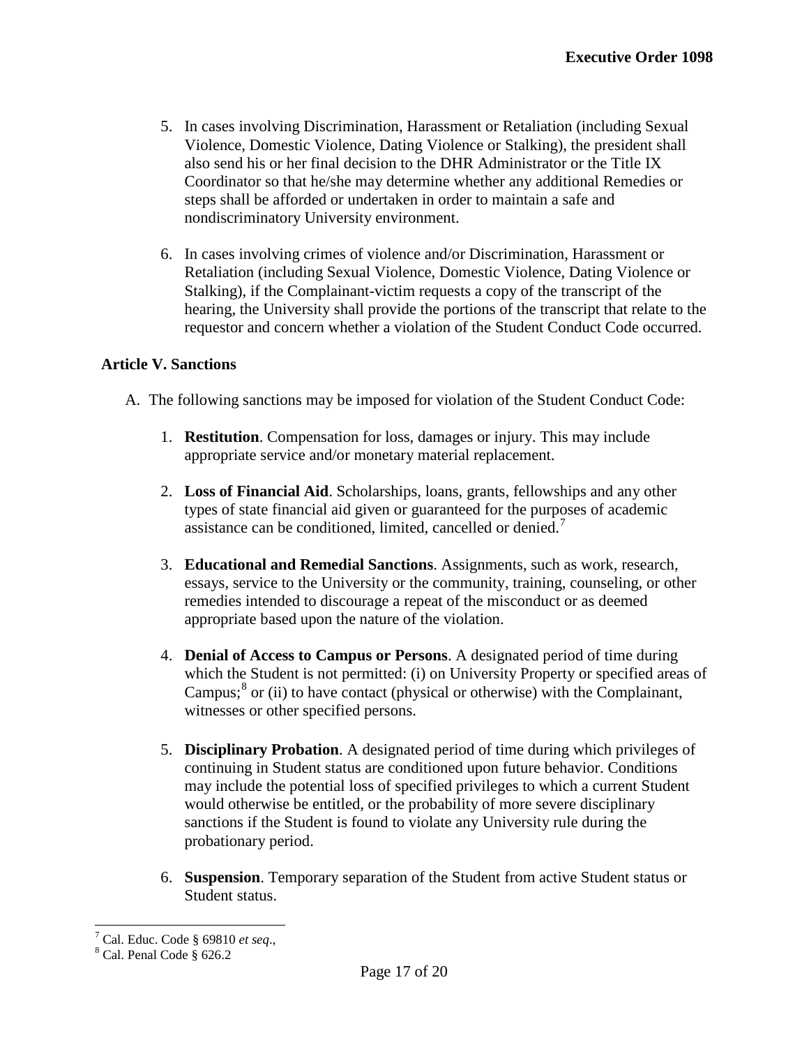5. In cases involving Discrimination, Harassment or Retaliation (including Sexual Violence, Domestic Violence, Dating Violence or Stalking), the president shall also send his or her final decision to the DHR Administrator or the Title IX Coordinator so that he/she may determine whether any additional Remedies or steps shall be afforded or undertaken in order to maintain a safe and nondiscriminatory University environment.

6. In cases involving crimes of violence and/or Discrimination, Harassment or Retaliation (including Sexual Violence, Domestic Violence, Dating Violence or Stalking), if the Complainant-victim requests a copy of the transcript of the hearing, the University shall provide the portions of the transcript that relate to the requestor and concern whether a violation of the Student Conduct Code occurred.

### Article V. Sanctions

A. The following sanctions may be imposed for violation of the Student Conduct Code:

1. **Restitution**. Compensation for loss, damages or injury. This may include appropriate service and/or monetary material replacement.

2. **Loss of Financial Aid**. Scholarships, loans, grants, fellowships and any other types of state financial aid given or guaranteed for the purposes of academic assistance can be conditioned, limited, cancelled or denied.[7]

3. **Educational and Remedial Sanctions**. Assignments, such as work, research, essays, service to the University or the community, training, counseling, or other remedies intended to discourage a repeat of the misconduct or as deemed appropriate based upon the nature of the violation.

4. **Denial of Access to Campus or Persons**. A designated period of time during which the Student is not permitted: (i) on University Property or specified areas of Campus;[8] or (ii) to have contact (physical or otherwise) with the Complainant, witnesses or other specified persons.

5. **Disciplinary Probation**. A designated period of time during which privileges of continuing in Student status are conditioned upon future behavior. Conditions may include the potential loss of specified privileges to which a current Student would otherwise be entitled, or the probability of more severe disciplinary sanctions if the Student is found to violate any University rule during the probationary period.

6. **Suspension**. Temporary separation of the Student from active Student status or Student status.

---

[7] Cal. Educ. Code § 69810 *et seq*.,

[8] Cal. Penal Code § 626.2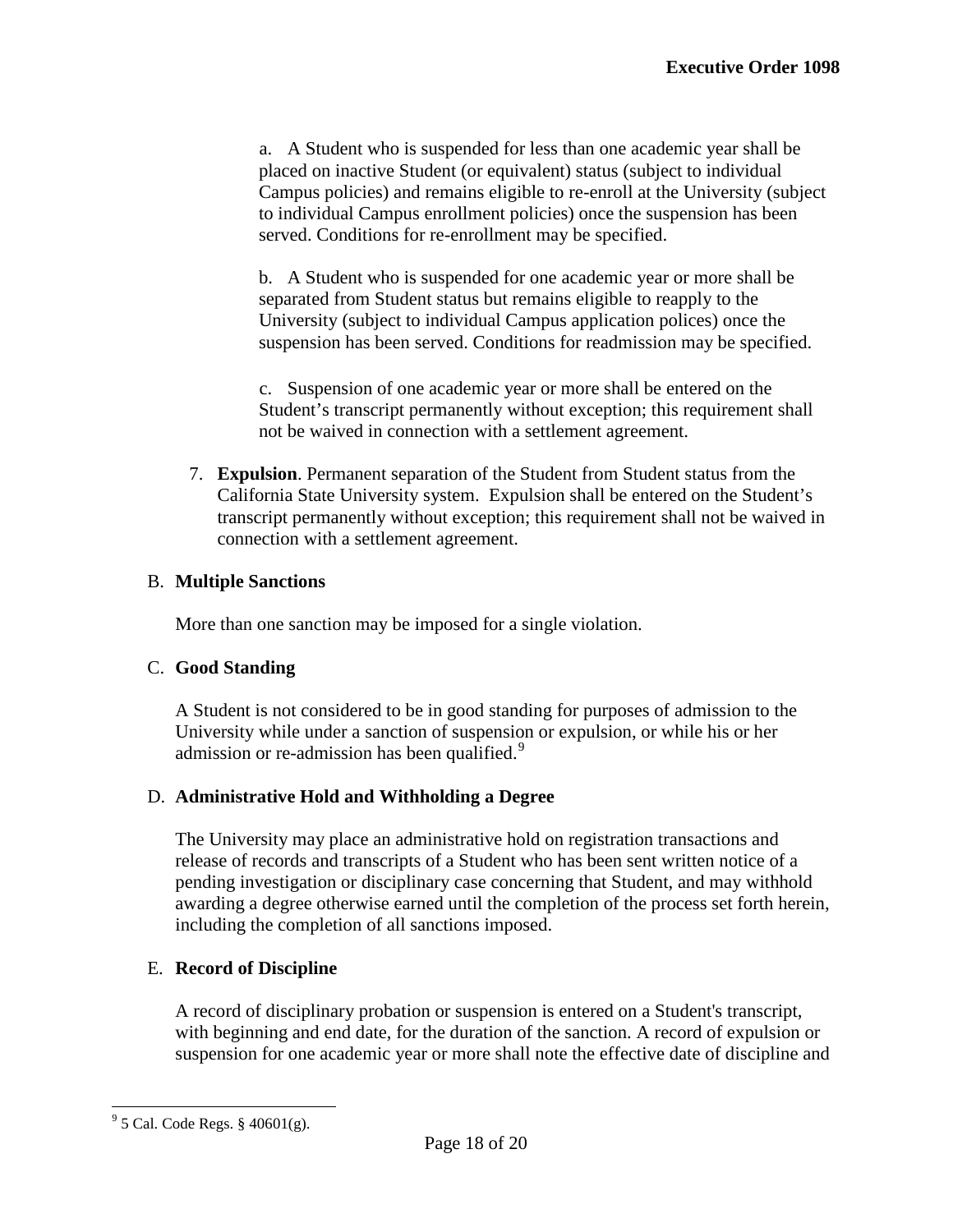a. A Student who is suspended for less than one academic year shall be placed on inactive Student (or equivalent) status (subject to individual Campus policies) and remains eligible to re-enroll at the University (subject to individual Campus enrollment policies) once the suspension has been served. Conditions for re-enrollment may be specified.

b. A Student who is suspended for one academic year or more shall be separated from Student status but remains eligible to reapply to the University (subject to individual Campus application polices) once the suspension has been served. Conditions for readmission may be specified.

c. Suspension of one academic year or more shall be entered on the Student's transcript permanently without exception; this requirement shall not be waived in connection with a settlement agreement.

7. **Expulsion**. Permanent separation of the Student from Student status from the California State University system. Expulsion shall be entered on the Student's transcript permanently without exception; this requirement shall not be waived in connection with a settlement agreement.

### B. Multiple Sanctions

More than one sanction may be imposed for a single violation.

### C. Good Standing

A Student is not considered to be in good standing for purposes of admission to the University while under a sanction of suspension or expulsion, or while his or her admission or re-admission has been qualified.[9]

### D. Administrative Hold and Withholding a Degree

The University may place an administrative hold on registration transactions and release of records and transcripts of a Student who has been sent written notice of a pending investigation or disciplinary case concerning that Student, and may withhold awarding a degree otherwise earned until the completion of the process set forth herein, including the completion of all sanctions imposed.

### E. Record of Discipline

A record of disciplinary probation or suspension is entered on a Student's transcript, with beginning and end date, for the duration of the sanction. A record of expulsion or suspension for one academic year or more shall note the effective date of discipline and

[9] 5 Cal. Code Regs. § 40601(g).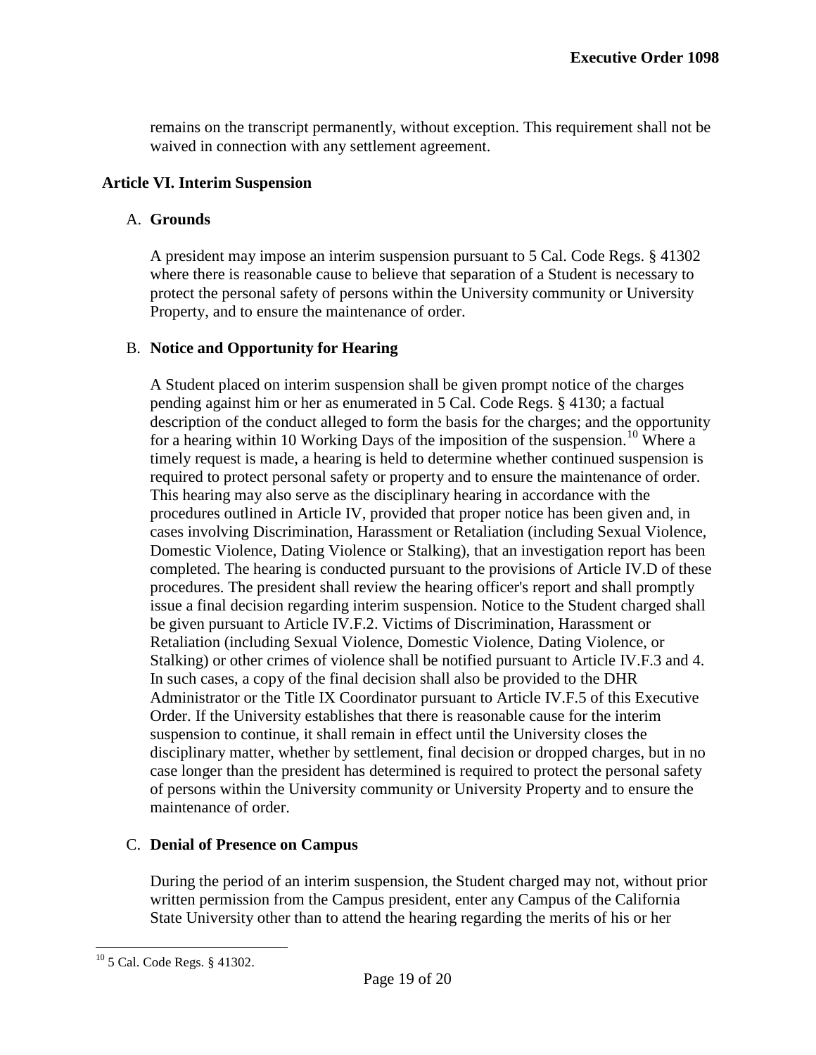remains on the transcript permanently, without exception. This requirement shall not be waived in connection with any settlement agreement.

## Article VI. Interim Suspension

### A. Grounds

A president may impose an interim suspension pursuant to 5 Cal. Code Regs. § 41302 where there is reasonable cause to believe that separation of a Student is necessary to protect the personal safety of persons within the University community or University Property, and to ensure the maintenance of order.

### B. Notice and Opportunity for Hearing

A Student placed on interim suspension shall be given prompt notice of the charges pending against him or her as enumerated in 5 Cal. Code Regs. § 4130; a factual description of the conduct alleged to form the basis for the charges; and the opportunity for a hearing within 10 Working Days of the imposition of the suspension.[10] Where a timely request is made, a hearing is held to determine whether continued suspension is required to protect personal safety or property and to ensure the maintenance of order. This hearing may also serve as the disciplinary hearing in accordance with the procedures outlined in Article IV, provided that proper notice has been given and, in cases involving Discrimination, Harassment or Retaliation (including Sexual Violence, Domestic Violence, Dating Violence or Stalking), that an investigation report has been completed. The hearing is conducted pursuant to the provisions of Article IV.D of these procedures. The president shall review the hearing officer's report and shall promptly issue a final decision regarding interim suspension. Notice to the Student charged shall be given pursuant to Article IV.F.2. Victims of Discrimination, Harassment or Retaliation (including Sexual Violence, Domestic Violence, Dating Violence, or Stalking) or other crimes of violence shall be notified pursuant to Article IV.F.3 and 4. In such cases, a copy of the final decision shall also be provided to the DHR Administrator or the Title IX Coordinator pursuant to Article IV.F.5 of this Executive Order. If the University establishes that there is reasonable cause for the interim suspension to continue, it shall remain in effect until the University closes the disciplinary matter, whether by settlement, final decision or dropped charges, but in no case longer than the president has determined is required to protect the personal safety of persons within the University community or University Property and to ensure the maintenance of order.

### C. Denial of Presence on Campus

During the period of an interim suspension, the Student charged may not, without prior written permission from the Campus president, enter any Campus of the California State University other than to attend the hearing regarding the merits of his or her

[10] 5 Cal. Code Regs. § 41302.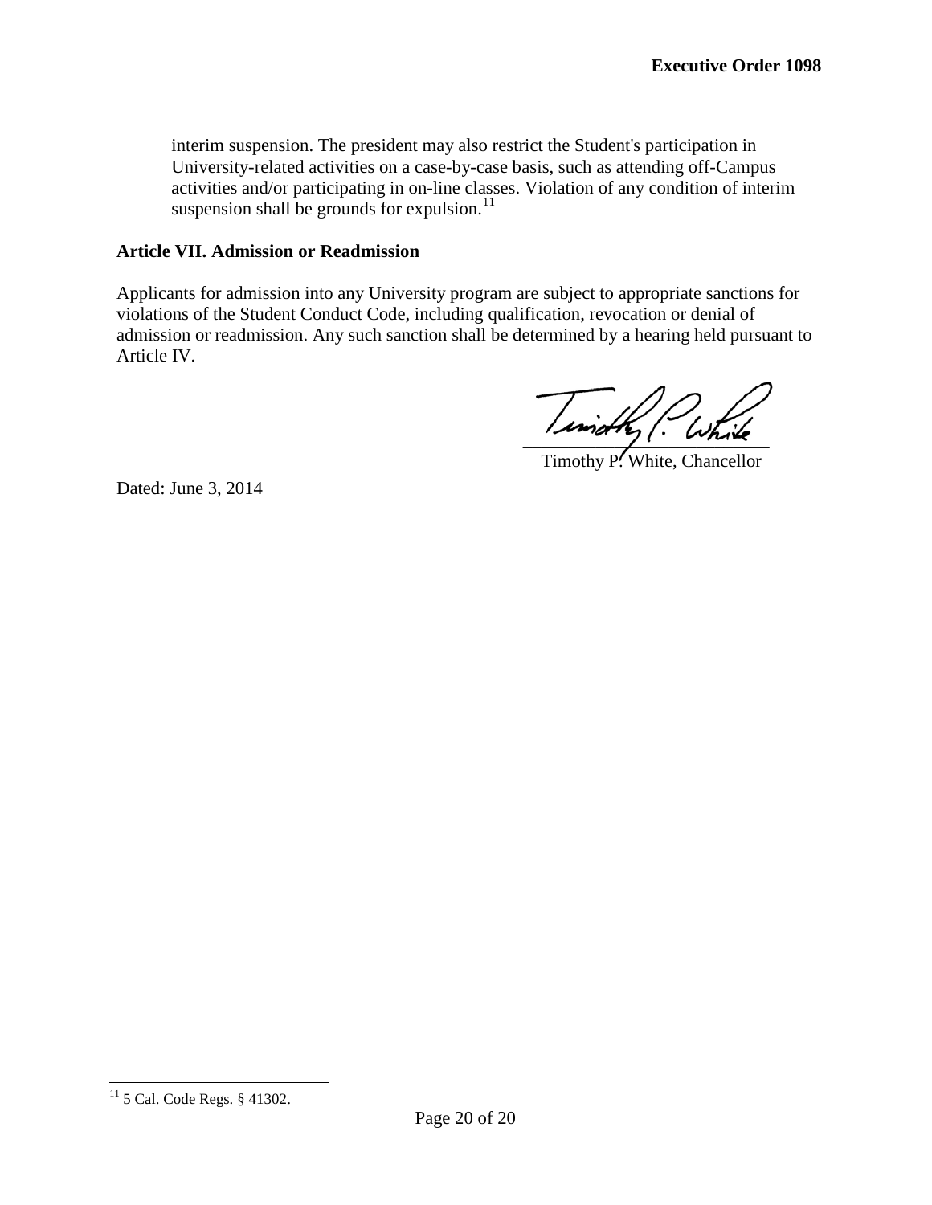interim suspension. The president may also restrict the Student's participation in University-related activities on a case-by-case basis, such as attending off-Campus activities and/or participating in on-line classes. Violation of any condition of interim suspension shall be grounds for expulsion.[11]

**Article VII. Admission or Readmission**

Applicants for admission into any University program are subject to appropriate sanctions for violations of the Student Conduct Code, including qualification, revocation or denial of admission or readmission. Any such sanction shall be determined by a hearing held pursuant to Article IV.

Timothy P. White, Chancellor

Dated: June 3, 2014

[11] 5 Cal. Code Regs. § 41302.